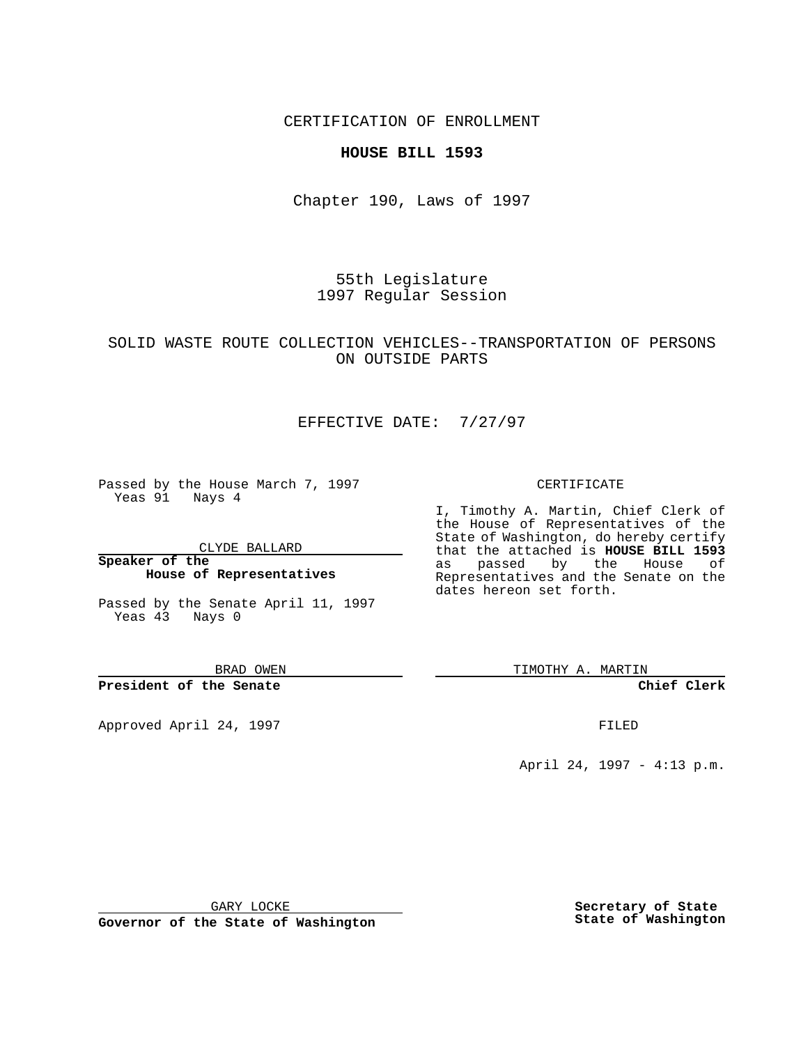CERTIFICATION OF ENROLLMENT

**HOUSE BILL 1593**

Chapter 190, Laws of 1997

55th Legislature
1997 Regular Session

SOLID WASTE ROUTE COLLECTION VEHICLES--TRANSPORTATION OF PERSONS ON OUTSIDE PARTS

EFFECTIVE DATE: 7/27/97

Passed by the House March 7, 1997
Yeas 91 Nays 4

CLYDE BALLARD

**Speaker of the House of Representatives**

Passed by the Senate April 11, 1997
Yeas 43 Nays 0

BRAD OWEN

**President of the Senate**

Approved April 24, 1997

GARY LOCKE

**Governor of the State of Washington**

CERTIFICATE

I, Timothy A. Martin, Chief Clerk of the House of Representatives of the State of Washington, do hereby certify that the attached is **HOUSE BILL 1593** as passed by the House of Representatives and the Senate on the dates hereon set forth.

TIMOTHY A. MARTIN

**Chief Clerk**

FILED

April 24, 1997 - 4:13 p.m.

**Secretary of State**
**State of Washington**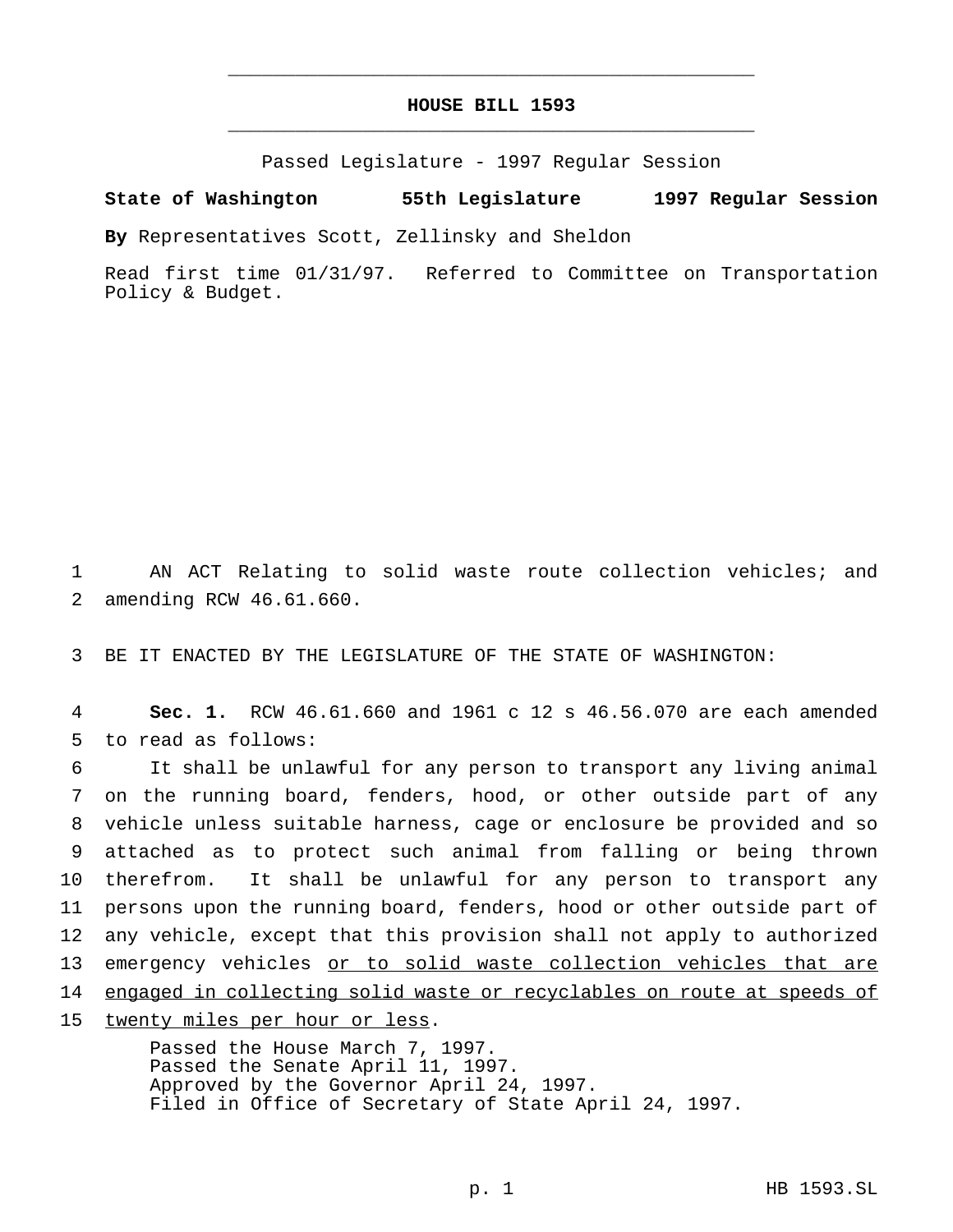# HOUSE BILL 1593

Passed Legislature - 1997 Regular Session

**State of Washington 55th Legislature 1997 Regular Session**

**By** Representatives Scott, Zellinsky and Sheldon

Read first time 01/31/97. Referred to Committee on Transportation Policy & Budget.

AN ACT Relating to solid waste route collection vehicles; and amending RCW 46.61.660.

BE IT ENACTED BY THE LEGISLATURE OF THE STATE OF WASHINGTON:

**Sec. 1.** RCW 46.61.660 and 1961 c 12 s 46.56.070 are each amended to read as follows:

It shall be unlawful for any person to transport any living animal on the running board, fenders, hood, or other outside part of any vehicle unless suitable harness, cage or enclosure be provided and so attached as to protect such animal from falling or being thrown therefrom. It shall be unlawful for any person to transport any persons upon the running board, fenders, hood or other outside part of any vehicle, except that this provision shall not apply to authorized emergency vehicles <u>or to solid waste collection vehicles that are engaged in collecting solid waste or recyclables on route at speeds of twenty miles per hour or less</u>.

Passed the House March 7, 1997.
Passed the Senate April 11, 1997.
Approved by the Governor April 24, 1997.
Filed in Office of Secretary of State April 24, 1997.